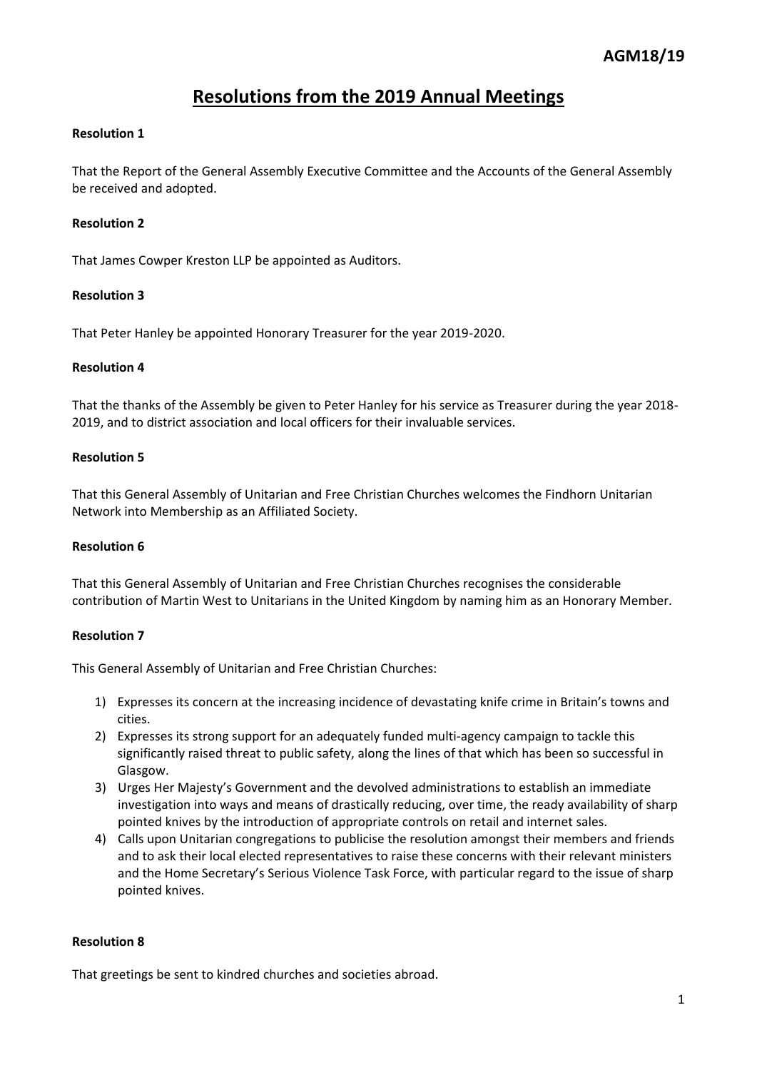AGM18/19

# Resolutions from the 2019 Annual Meetings

**Resolution 1**

That the Report of the General Assembly Executive Committee and the Accounts of the General Assembly be received and adopted.

**Resolution 2**

That James Cowper Kreston LLP be appointed as Auditors.

**Resolution 3**

That Peter Hanley be appointed Honorary Treasurer for the year 2019-2020.

**Resolution 4**

That the thanks of the Assembly be given to Peter Hanley for his service as Treasurer during the year 2018-2019, and to district association and local officers for their invaluable services.

**Resolution 5**

That this General Assembly of Unitarian and Free Christian Churches welcomes the Findhorn Unitarian Network into Membership as an Affiliated Society.

**Resolution 6**

That this General Assembly of Unitarian and Free Christian Churches recognises the considerable contribution of Martin West to Unitarians in the United Kingdom by naming him as an Honorary Member.

**Resolution 7**

This General Assembly of Unitarian and Free Christian Churches:

1) Expresses its concern at the increasing incidence of devastating knife crime in Britain's towns and cities.
2) Expresses its strong support for an adequately funded multi-agency campaign to tackle this significantly raised threat to public safety, along the lines of that which has been so successful in Glasgow.
3) Urges Her Majesty's Government and the devolved administrations to establish an immediate investigation into ways and means of drastically reducing, over time, the ready availability of sharp pointed knives by the introduction of appropriate controls on retail and internet sales.
4) Calls upon Unitarian congregations to publicise the resolution amongst their members and friends and to ask their local elected representatives to raise these concerns with their relevant ministers and the Home Secretary's Serious Violence Task Force, with particular regard to the issue of sharp pointed knives.

**Resolution 8**

That greetings be sent to kindred churches and societies abroad.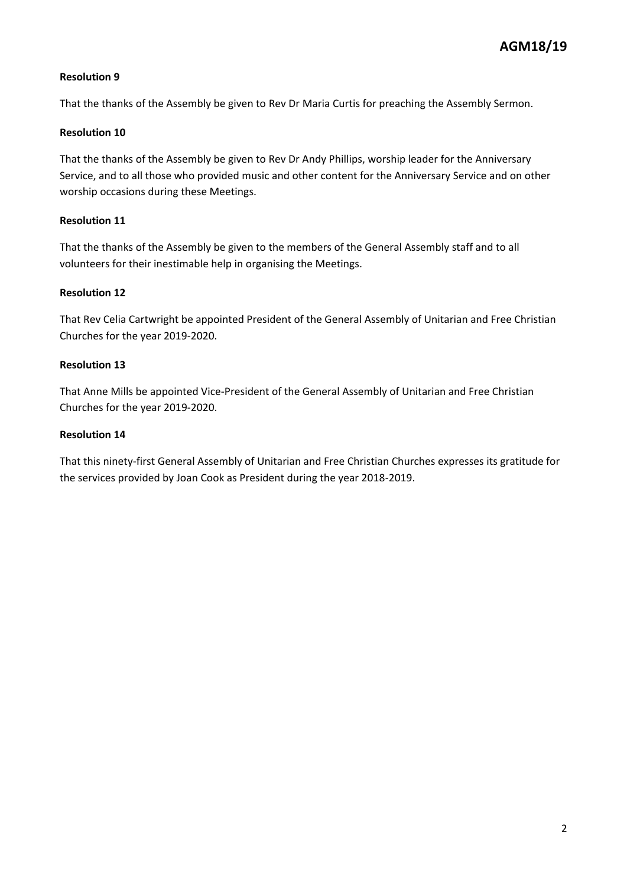**Resolution 9**

That the thanks of the Assembly be given to Rev Dr Maria Curtis for preaching the Assembly Sermon.

**Resolution 10**

That the thanks of the Assembly be given to Rev Dr Andy Phillips, worship leader for the Anniversary Service, and to all those who provided music and other content for the Anniversary Service and on other worship occasions during these Meetings.

**Resolution 11**

That the thanks of the Assembly be given to the members of the General Assembly staff and to all volunteers for their inestimable help in organising the Meetings.

**Resolution 12**

That Rev Celia Cartwright be appointed President of the General Assembly of Unitarian and Free Christian Churches for the year 2019-2020.

**Resolution 13**

That Anne Mills be appointed Vice-President of the General Assembly of Unitarian and Free Christian Churches for the year 2019-2020.

**Resolution 14**

That this ninety-first General Assembly of Unitarian and Free Christian Churches expresses its gratitude for the services provided by Joan Cook as President during the year 2018-2019.